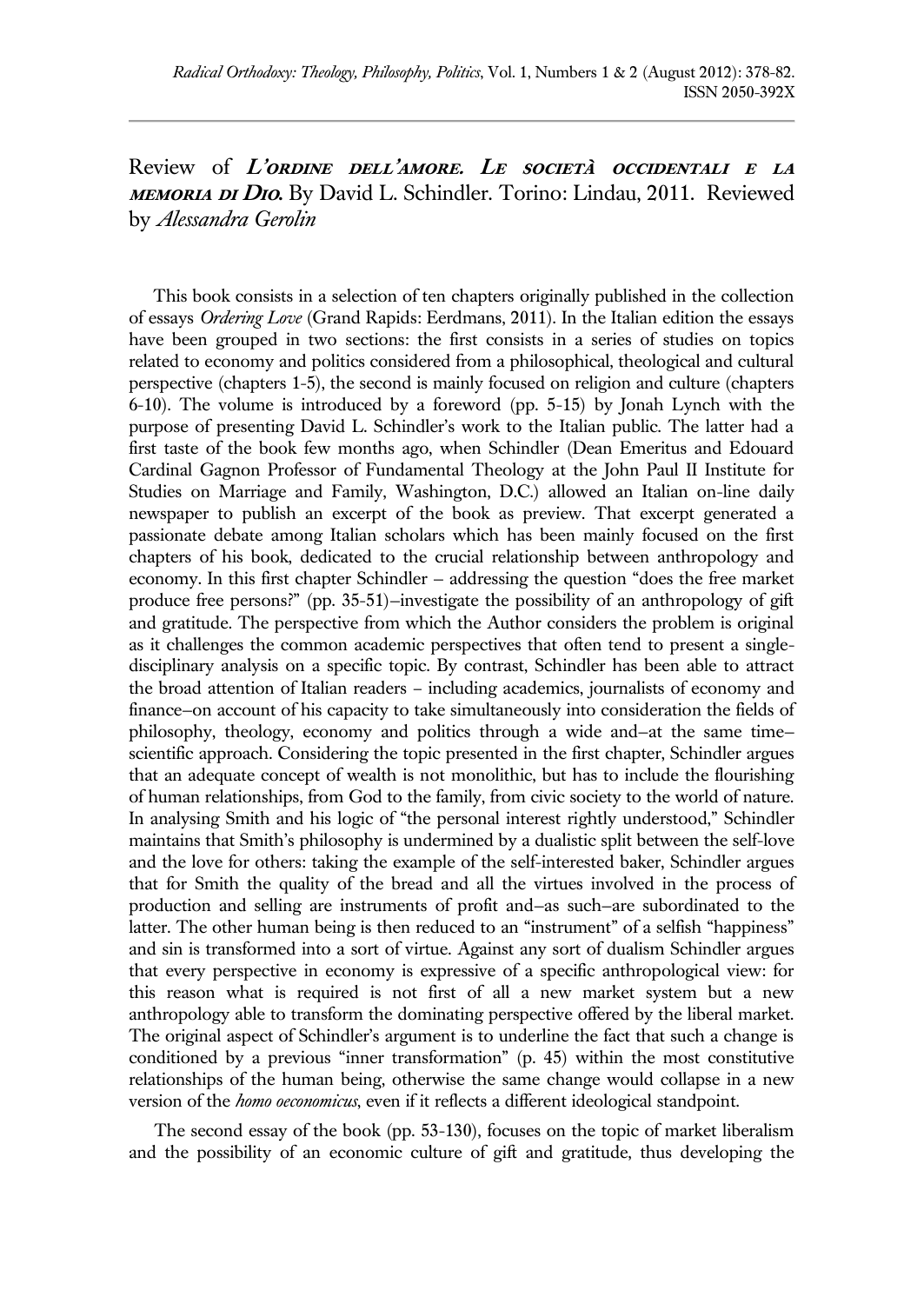Review of ***L'ordine dell'amore. Le società occidentali e la memoria di Dio.*** By David L. Schindler. Torino: Lindau, 2011. Reviewed by *Alessandra Gerolin*

This book consists in a selection of ten chapters originally published in the collection of essays *Ordering Love* (Grand Rapids: Eerdmans, 2011). In the Italian edition the essays have been grouped in two sections: the first consists in a series of studies on topics related to economy and politics considered from a philosophical, theological and cultural perspective (chapters 1-5), the second is mainly focused on religion and culture (chapters 6-10). The volume is introduced by a foreword (pp. 5-15) by Jonah Lynch with the purpose of presenting David L. Schindler's work to the Italian public. The latter had a first taste of the book few months ago, when Schindler (Dean Emeritus and Edouard Cardinal Gagnon Professor of Fundamental Theology at the John Paul II Institute for Studies on Marriage and Family, Washington, D.C.) allowed an Italian on-line daily newspaper to publish an excerpt of the book as preview. That excerpt generated a passionate debate among Italian scholars which has been mainly focused on the first chapters of his book, dedicated to the crucial relationship between anthropology and economy. In this first chapter Schindler – addressing the question "does the free market produce free persons?" (pp. 35-51)–investigate the possibility of an anthropology of gift and gratitude. The perspective from which the Author considers the problem is original as it challenges the common academic perspectives that often tend to present a single-disciplinary analysis on a specific topic. By contrast, Schindler has been able to attract the broad attention of Italian readers – including academics, journalists of economy and finance–on account of his capacity to take simultaneously into consideration the fields of philosophy, theology, economy and politics through a wide and–at the same time–scientific approach. Considering the topic presented in the first chapter, Schindler argues that an adequate concept of wealth is not monolithic, but has to include the flourishing of human relationships, from God to the family, from civic society to the world of nature. In analysing Smith and his logic of "the personal interest rightly understood," Schindler maintains that Smith's philosophy is undermined by a dualistic split between the self-love and the love for others: taking the example of the self-interested baker, Schindler argues that for Smith the quality of the bread and all the virtues involved in the process of production and selling are instruments of profit and–as such–are subordinated to the latter. The other human being is then reduced to an "instrument" of a selfish "happiness" and sin is transformed into a sort of virtue. Against any sort of dualism Schindler argues that every perspective in economy is expressive of a specific anthropological view: for this reason what is required is not first of all a new market system but a new anthropology able to transform the dominating perspective offered by the liberal market. The original aspect of Schindler's argument is to underline the fact that such a change is conditioned by a previous "inner transformation" (p. 45) within the most constitutive relationships of the human being, otherwise the same change would collapse in a new version of the *homo oeconomicus*, even if it reflects a different ideological standpoint.

The second essay of the book (pp. 53-130), focuses on the topic of market liberalism and the possibility of an economic culture of gift and gratitude, thus developing the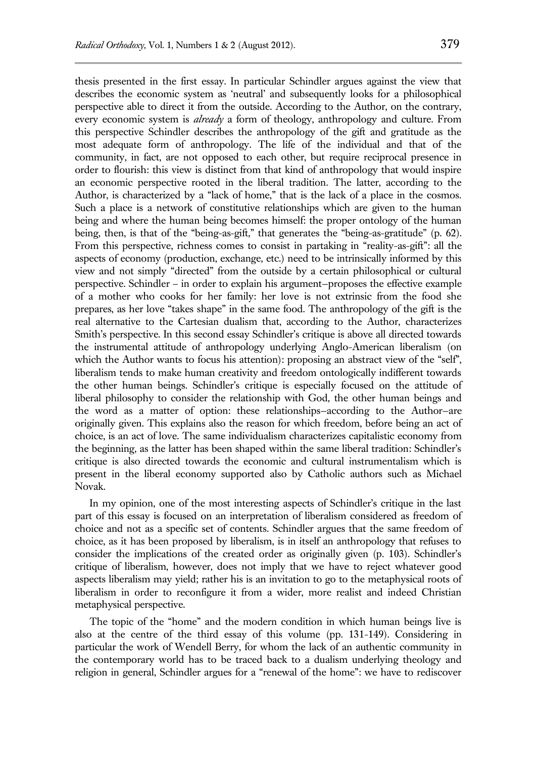thesis presented in the first essay. In particular Schindler argues against the view that describes the economic system as 'neutral' and subsequently looks for a philosophical perspective able to direct it from the outside. According to the Author, on the contrary, every economic system is *already* a form of theology, anthropology and culture. From this perspective Schindler describes the anthropology of the gift and gratitude as the most adequate form of anthropology. The life of the individual and that of the community, in fact, are not opposed to each other, but require reciprocal presence in order to flourish: this view is distinct from that kind of anthropology that would inspire an economic perspective rooted in the liberal tradition. The latter, according to the Author, is characterized by a "lack of home," that is the lack of a place in the cosmos. Such a place is a network of constitutive relationships which are given to the human being and where the human being becomes himself: the proper ontology of the human being, then, is that of the "being-as-gift," that generates the "being-as-gratitude" (p. 62). From this perspective, richness comes to consist in partaking in "reality-as-gift": all the aspects of economy (production, exchange, etc.) need to be intrinsically informed by this view and not simply "directed" from the outside by a certain philosophical or cultural perspective. Schindler – in order to explain his argument–proposes the effective example of a mother who cooks for her family: her love is not extrinsic from the food she prepares, as her love "takes shape" in the same food. The anthropology of the gift is the real alternative to the Cartesian dualism that, according to the Author, characterizes Smith's perspective. In this second essay Schindler's critique is above all directed towards the instrumental attitude of anthropology underlying Anglo-American liberalism (on which the Author wants to focus his attention): proposing an abstract view of the "self", liberalism tends to make human creativity and freedom ontologically indifferent towards the other human beings. Schindler's critique is especially focused on the attitude of liberal philosophy to consider the relationship with God, the other human beings and the word as a matter of option: these relationships–according to the Author–are originally given. This explains also the reason for which freedom, before being an act of choice, is an act of love. The same individualism characterizes capitalistic economy from the beginning, as the latter has been shaped within the same liberal tradition: Schindler's critique is also directed towards the economic and cultural instrumentalism which is present in the liberal economy supported also by Catholic authors such as Michael Novak.

In my opinion, one of the most interesting aspects of Schindler's critique in the last part of this essay is focused on an interpretation of liberalism considered as freedom of choice and not as a specific set of contents. Schindler argues that the same freedom of choice, as it has been proposed by liberalism, is in itself an anthropology that refuses to consider the implications of the created order as originally given (p. 103). Schindler's critique of liberalism, however, does not imply that we have to reject whatever good aspects liberalism may yield; rather his is an invitation to go to the metaphysical roots of liberalism in order to reconfigure it from a wider, more realist and indeed Christian metaphysical perspective.

The topic of the "home" and the modern condition in which human beings live is also at the centre of the third essay of this volume (pp. 131-149). Considering in particular the work of Wendell Berry, for whom the lack of an authentic community in the contemporary world has to be traced back to a dualism underlying theology and religion in general, Schindler argues for a "renewal of the home": we have to rediscover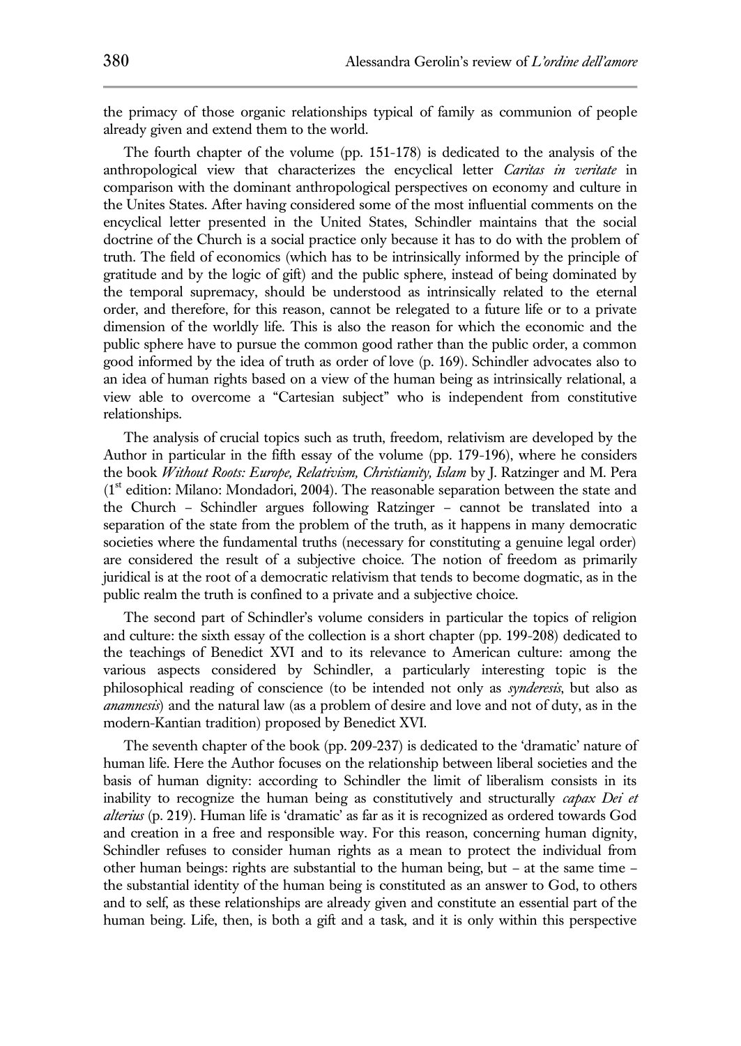the primacy of those organic relationships typical of family as communion of people already given and extend them to the world.

The fourth chapter of the volume (pp. 151-178) is dedicated to the analysis of the anthropological view that characterizes the encyclical letter *Caritas in veritate* in comparison with the dominant anthropological perspectives on economy and culture in the Unites States. After having considered some of the most influential comments on the encyclical letter presented in the United States, Schindler maintains that the social doctrine of the Church is a social practice only because it has to do with the problem of truth. The field of economics (which has to be intrinsically informed by the principle of gratitude and by the logic of gift) and the public sphere, instead of being dominated by the temporal supremacy, should be understood as intrinsically related to the eternal order, and therefore, for this reason, cannot be relegated to a future life or to a private dimension of the worldly life. This is also the reason for which the economic and the public sphere have to pursue the common good rather than the public order, a common good informed by the idea of truth as order of love (p. 169). Schindler advocates also to an idea of human rights based on a view of the human being as intrinsically relational, a view able to overcome a "Cartesian subject" who is independent from constitutive relationships.

The analysis of crucial topics such as truth, freedom, relativism are developed by the Author in particular in the fifth essay of the volume (pp. 179-196), where he considers the book *Without Roots: Europe, Relativism, Christianity, Islam* by J. Ratzinger and M. Pera (1st edition: Milano: Mondadori, 2004). The reasonable separation between the state and the Church – Schindler argues following Ratzinger – cannot be translated into a separation of the state from the problem of the truth, as it happens in many democratic societies where the fundamental truths (necessary for constituting a genuine legal order) are considered the result of a subjective choice. The notion of freedom as primarily juridical is at the root of a democratic relativism that tends to become dogmatic, as in the public realm the truth is confined to a private and a subjective choice.

The second part of Schindler's volume considers in particular the topics of religion and culture: the sixth essay of the collection is a short chapter (pp. 199-208) dedicated to the teachings of Benedict XVI and to its relevance to American culture: among the various aspects considered by Schindler, a particularly interesting topic is the philosophical reading of conscience (to be intended not only as *synderesis*, but also as *anamnesis*) and the natural law (as a problem of desire and love and not of duty, as in the modern-Kantian tradition) proposed by Benedict XVI.

The seventh chapter of the book (pp. 209-237) is dedicated to the 'dramatic' nature of human life. Here the Author focuses on the relationship between liberal societies and the basis of human dignity: according to Schindler the limit of liberalism consists in its inability to recognize the human being as constitutively and structurally *capax Dei et alterius* (p. 219). Human life is 'dramatic' as far as it is recognized as ordered towards God and creation in a free and responsible way. For this reason, concerning human dignity, Schindler refuses to consider human rights as a mean to protect the individual from other human beings: rights are substantial to the human being, but – at the same time – the substantial identity of the human being is constituted as an answer to God, to others and to self, as these relationships are already given and constitute an essential part of the human being. Life, then, is both a gift and a task, and it is only within this perspective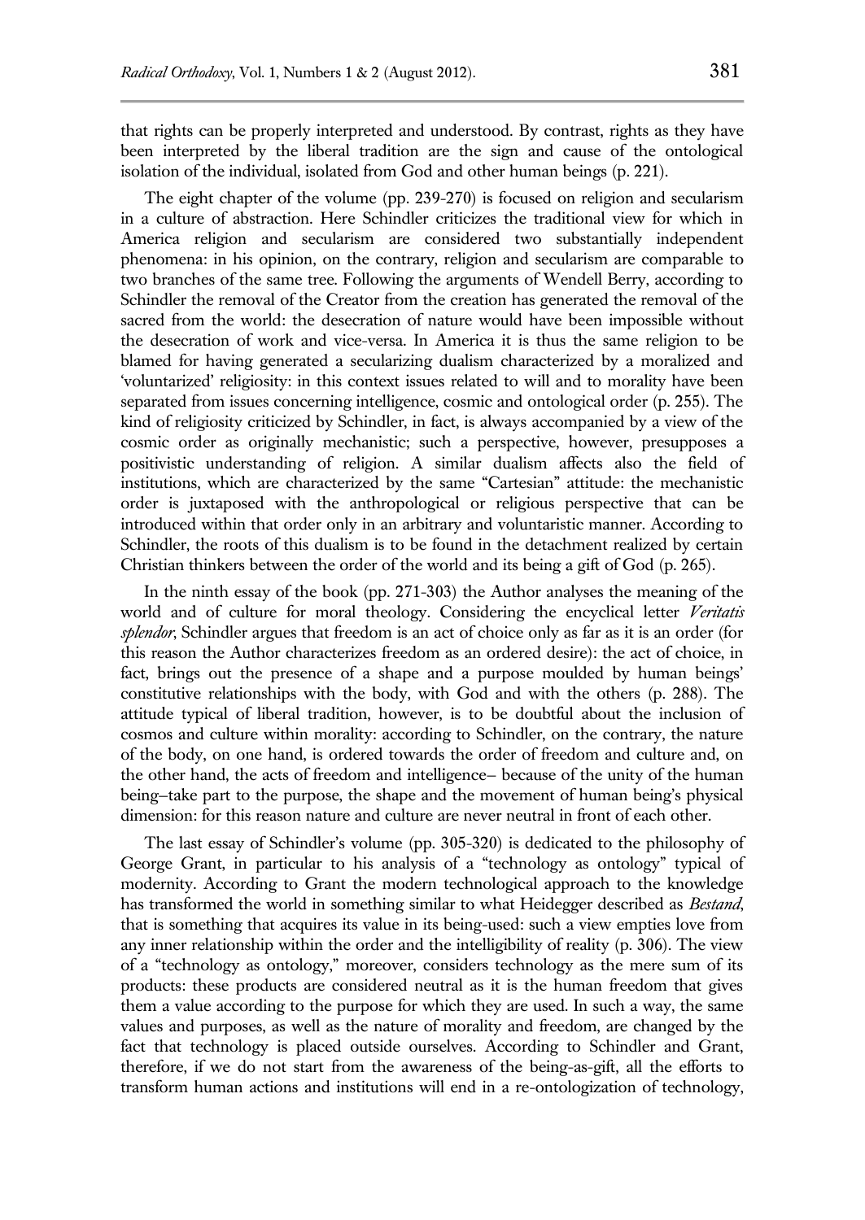that rights can be properly interpreted and understood. By contrast, rights as they have been interpreted by the liberal tradition are the sign and cause of the ontological isolation of the individual, isolated from God and other human beings (p. 221).

The eight chapter of the volume (pp. 239-270) is focused on religion and secularism in a culture of abstraction. Here Schindler criticizes the traditional view for which in America religion and secularism are considered two substantially independent phenomena: in his opinion, on the contrary, religion and secularism are comparable to two branches of the same tree. Following the arguments of Wendell Berry, according to Schindler the removal of the Creator from the creation has generated the removal of the sacred from the world: the desecration of nature would have been impossible without the desecration of work and vice-versa. In America it is thus the same religion to be blamed for having generated a secularizing dualism characterized by a moralized and 'voluntarized' religiosity: in this context issues related to will and to morality have been separated from issues concerning intelligence, cosmic and ontological order (p. 255). The kind of religiosity criticized by Schindler, in fact, is always accompanied by a view of the cosmic order as originally mechanistic; such a perspective, however, presupposes a positivistic understanding of religion. A similar dualism affects also the field of institutions, which are characterized by the same "Cartesian" attitude: the mechanistic order is juxtaposed with the anthropological or religious perspective that can be introduced within that order only in an arbitrary and voluntaristic manner. According to Schindler, the roots of this dualism is to be found in the detachment realized by certain Christian thinkers between the order of the world and its being a gift of God (p. 265).

In the ninth essay of the book (pp. 271-303) the Author analyses the meaning of the world and of culture for moral theology. Considering the encyclical letter *Veritatis splendor*, Schindler argues that freedom is an act of choice only as far as it is an order (for this reason the Author characterizes freedom as an ordered desire): the act of choice, in fact, brings out the presence of a shape and a purpose moulded by human beings' constitutive relationships with the body, with God and with the others (p. 288). The attitude typical of liberal tradition, however, is to be doubtful about the inclusion of cosmos and culture within morality: according to Schindler, on the contrary, the nature of the body, on one hand, is ordered towards the order of freedom and culture and, on the other hand, the acts of freedom and intelligence– because of the unity of the human being–take part to the purpose, the shape and the movement of human being's physical dimension: for this reason nature and culture are never neutral in front of each other.

The last essay of Schindler's volume (pp. 305-320) is dedicated to the philosophy of George Grant, in particular to his analysis of a "technology as ontology" typical of modernity. According to Grant the modern technological approach to the knowledge has transformed the world in something similar to what Heidegger described as *Bestand*, that is something that acquires its value in its being-used: such a view empties love from any inner relationship within the order and the intelligibility of reality (p. 306). The view of a "technology as ontology," moreover, considers technology as the mere sum of its products: these products are considered neutral as it is the human freedom that gives them a value according to the purpose for which they are used. In such a way, the same values and purposes, as well as the nature of morality and freedom, are changed by the fact that technology is placed outside ourselves. According to Schindler and Grant, therefore, if we do not start from the awareness of the being-as-gift, all the efforts to transform human actions and institutions will end in a re-ontologization of technology,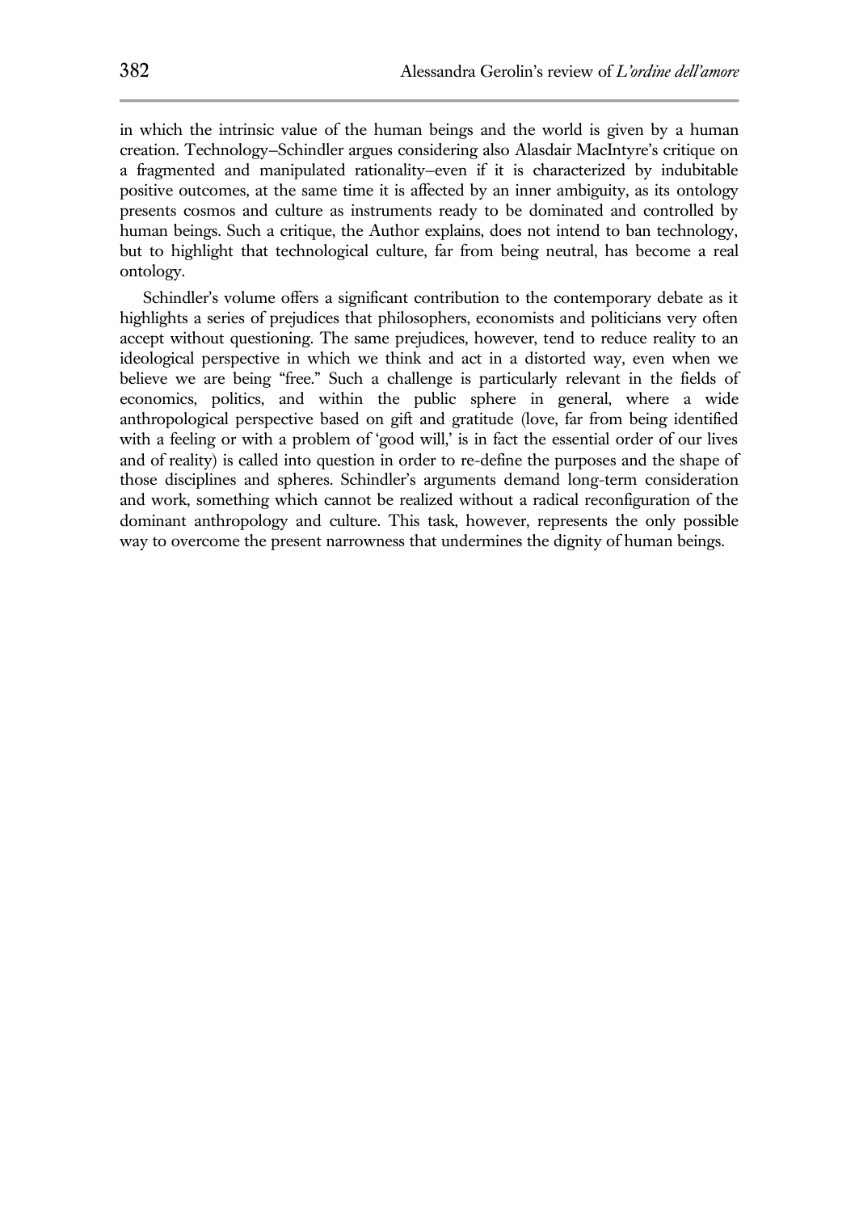in which the intrinsic value of the human beings and the world is given by a human creation. Technology–Schindler argues considering also Alasdair MacIntyre's critique on a fragmented and manipulated rationality–even if it is characterized by indubitable positive outcomes, at the same time it is affected by an inner ambiguity, as its ontology presents cosmos and culture as instruments ready to be dominated and controlled by human beings. Such a critique, the Author explains, does not intend to ban technology, but to highlight that technological culture, far from being neutral, has become a real ontology.

Schindler's volume offers a significant contribution to the contemporary debate as it highlights a series of prejudices that philosophers, economists and politicians very often accept without questioning. The same prejudices, however, tend to reduce reality to an ideological perspective in which we think and act in a distorted way, even when we believe we are being "free." Such a challenge is particularly relevant in the fields of economics, politics, and within the public sphere in general, where a wide anthropological perspective based on gift and gratitude (love, far from being identified with a feeling or with a problem of 'good will,' is in fact the essential order of our lives and of reality) is called into question in order to re-define the purposes and the shape of those disciplines and spheres. Schindler's arguments demand long-term consideration and work, something which cannot be realized without a radical reconfiguration of the dominant anthropology and culture. This task, however, represents the only possible way to overcome the present narrowness that undermines the dignity of human beings.